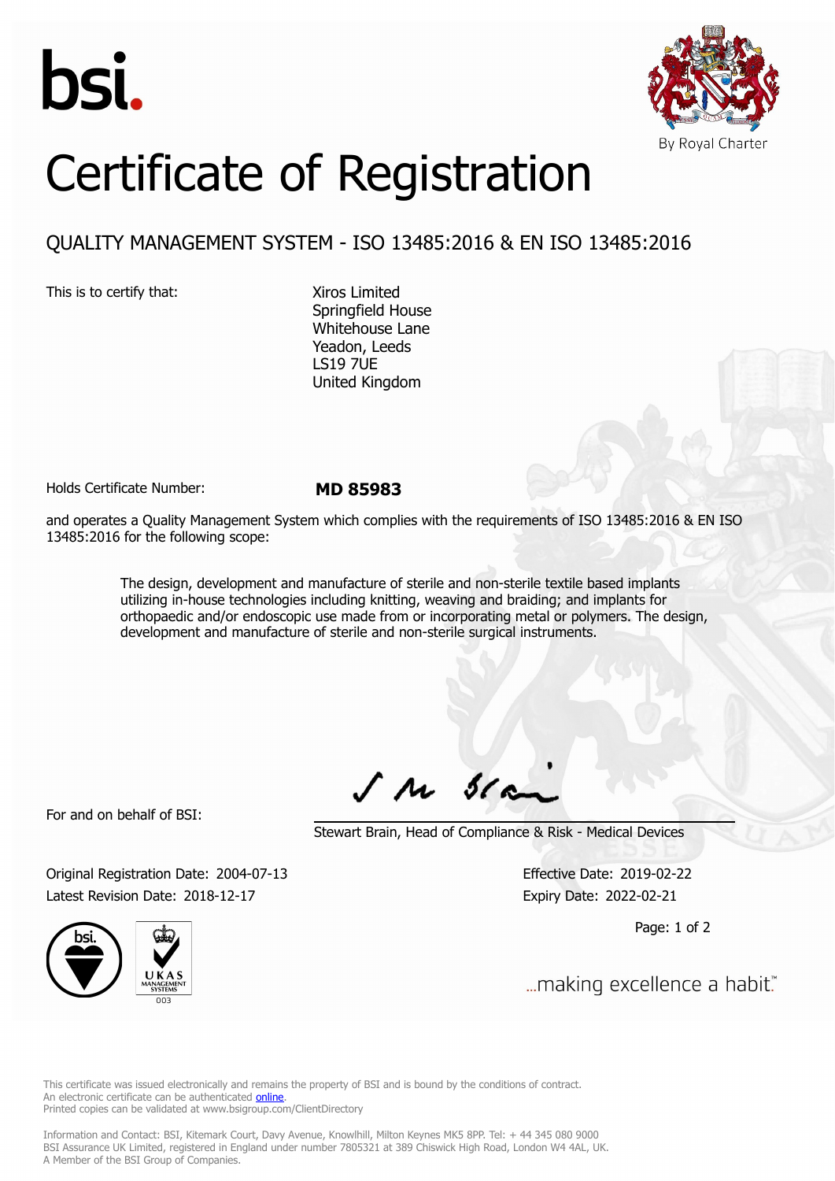bsi.

By Royal Charter

# Certificate of Registration

## QUALITY MANAGEMENT SYSTEM - ISO 13485:2016 & EN ISO 13485:2016

This is to certify that:

Xiros Limited
Springfield House
Whitehouse Lane
Yeadon, Leeds
LS19 7UE
United Kingdom

Holds Certificate Number: **MD 85983**

and operates a Quality Management System which complies with the requirements of ISO 13485:2016 & EN ISO 13485:2016 for the following scope:

> The design, development and manufacture of sterile and non-sterile textile based implants utilizing in-house technologies including knitting, weaving and braiding; and implants for orthopaedic and/or endoscopic use made from or incorporating metal or polymers. The design, development and manufacture of sterile and non-sterile surgical instruments.

For and on behalf of BSI:

Stewart Brain, Head of Compliance & Risk - Medical Devices

Original Registration Date: 2004-07-13
Latest Revision Date: 2018-12-17

Effective Date: 2019-02-22
Expiry Date: 2022-02-21

...making excellence a habit.™

This certificate was issued electronically and remains the property of BSI and is bound by the conditions of contract.
An electronic certificate can be authenticated online.
Printed copies can be validated at www.bsigroup.com/ClientDirectory

Information and Contact: BSI, Kitemark Court, Davy Avenue, Knowlhill, Milton Keynes MK5 8PP. Tel: + 44 345 080 9000
BSI Assurance UK Limited, registered in England under number 7805321 at 389 Chiswick High Road, London W4 4AL, UK.
A Member of the BSI Group of Companies.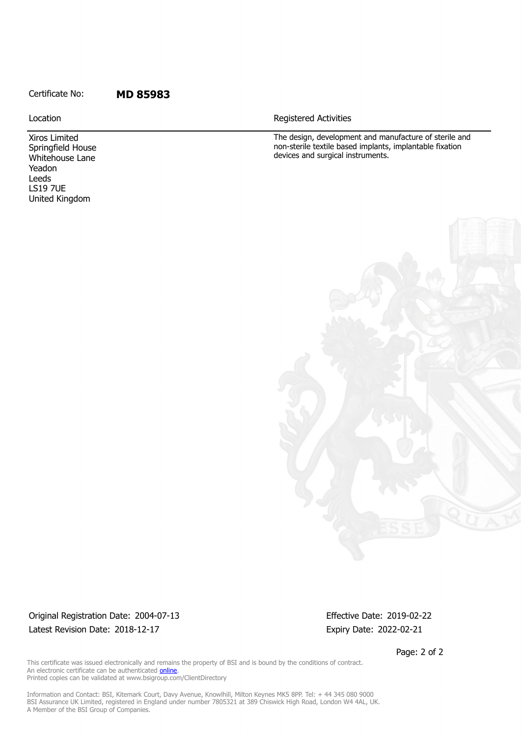Certificate No: **MD 85983**

| Location | Registered Activities |
| --- | --- |
| Xiros Limited<br>Springfield House<br>Whitehouse Lane<br>Yeadon<br>Leeds<br>LS19 7UE<br>United Kingdom | The design, development and manufacture of sterile and non-sterile textile based implants, implantable fixation devices and surgical instruments. |

Original Registration Date: 2004-07-13

Latest Revision Date: 2018-12-17

Effective Date: 2019-02-22

Expiry Date: 2022-02-21

This certificate was issued electronically and remains the property of BSI and is bound by the conditions of contract.
An electronic certificate can be authenticated online.
Printed copies can be validated at www.bsigroup.com/ClientDirectory

Information and Contact: BSI, Kitemark Court, Davy Avenue, Knowlhill, Milton Keynes MK5 8PP. Tel: + 44 345 080 9000
BSI Assurance UK Limited, registered in England under number 7805321 at 389 Chiswick High Road, London W4 4AL, UK.
A Member of the BSI Group of Companies.